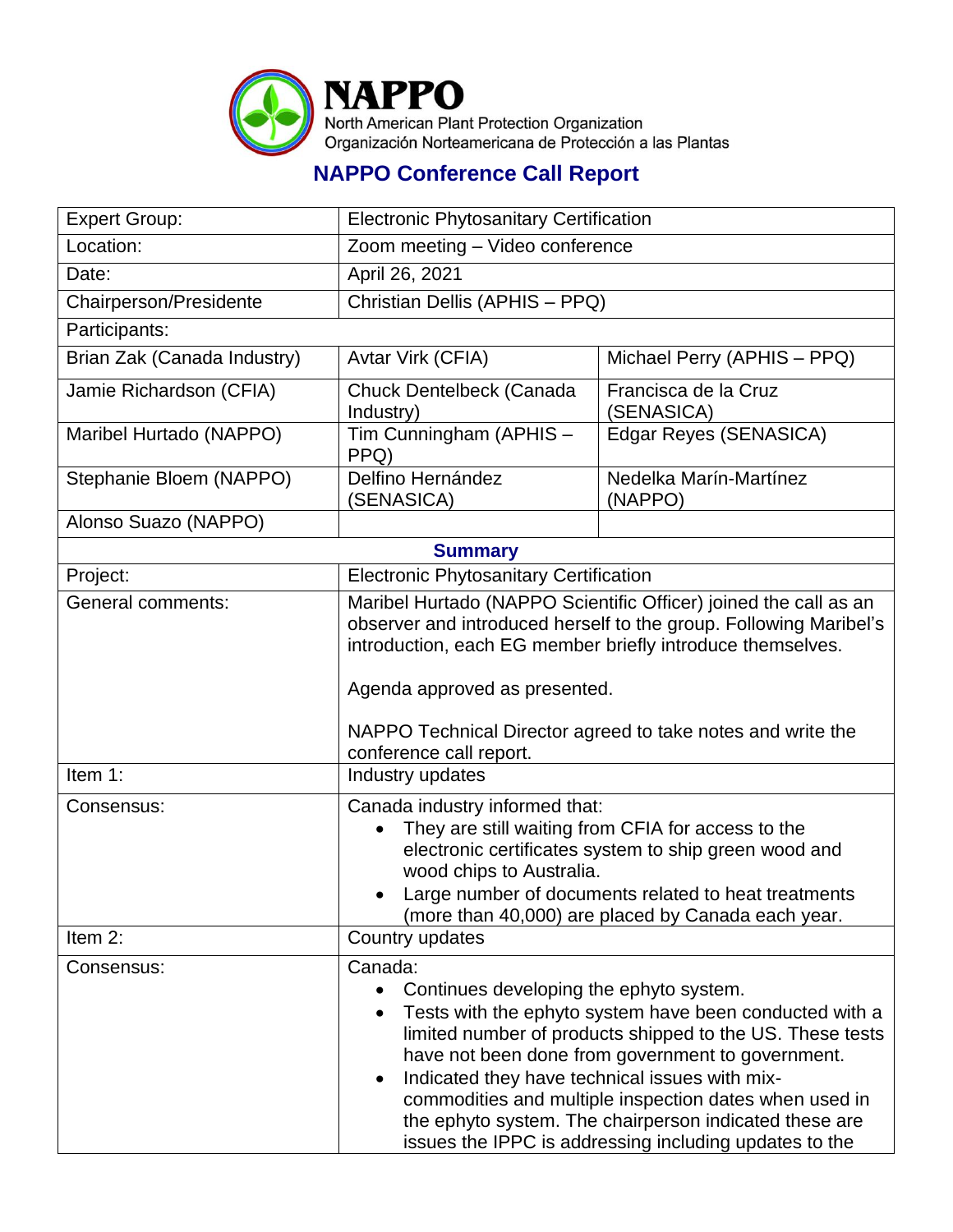# NAPPO

North American Plant Protection Organization
Organización Norteamericana de Protección a las Plantas

## NAPPO Conference Call Report

| Expert Group: | Electronic Phytosanitary Certification | |
|---|---|---|
| Location: | Zoom meeting – Video conference | |
| Date: | April 26, 2021 | |
| Chairperson/Presidente | Christian Dellis (APHIS – PPQ) | |
| Participants: | | |
| Brian Zak (Canada Industry) | Avtar Virk (CFIA) | Michael Perry (APHIS – PPQ) |
| Jamie Richardson (CFIA) | Chuck Dentelbeck (Canada Industry) | Francisca de la Cruz (SENASICA) |
| Maribel Hurtado (NAPPO) | Tim Cunningham (APHIS – PPQ) | Edgar Reyes (SENASICA) |
| Stephanie Bloem (NAPPO) | Delfino Hernández (SENASICA) | Nedelka Marín-Martínez (NAPPO) |
| Alonso Suazo (NAPPO) | | |
| **Summary** | | |
| Project: | Electronic Phytosanitary Certification | |
| General comments: | Maribel Hurtado (NAPPO Scientific Officer) joined the call as an observer and introduced herself to the group. Following Maribel's introduction, each EG member briefly introduce themselves.<br><br>Agenda approved as presented.<br><br>NAPPO Technical Director agreed to take notes and write the conference call report. | |
| Item 1: | Industry updates | |
| Consensus: | Canada industry informed that:<br>• They are still waiting from CFIA for access to the electronic certificates system to ship green wood and wood chips to Australia.<br>• Large number of documents related to heat treatments (more than 40,000) are placed by Canada each year. | |
| Item 2: | Country updates | |
| Consensus: | Canada:<br>• Continues developing the ephyto system.<br>• Tests with the ephyto system have been conducted with a limited number of products shipped to the US. These tests have not been done from government to government.<br>• Indicated they have technical issues with mix-commodities and multiple inspection dates when used in the ephyto system. The chairperson indicated these are issues the IPPC is addressing including updates to the | |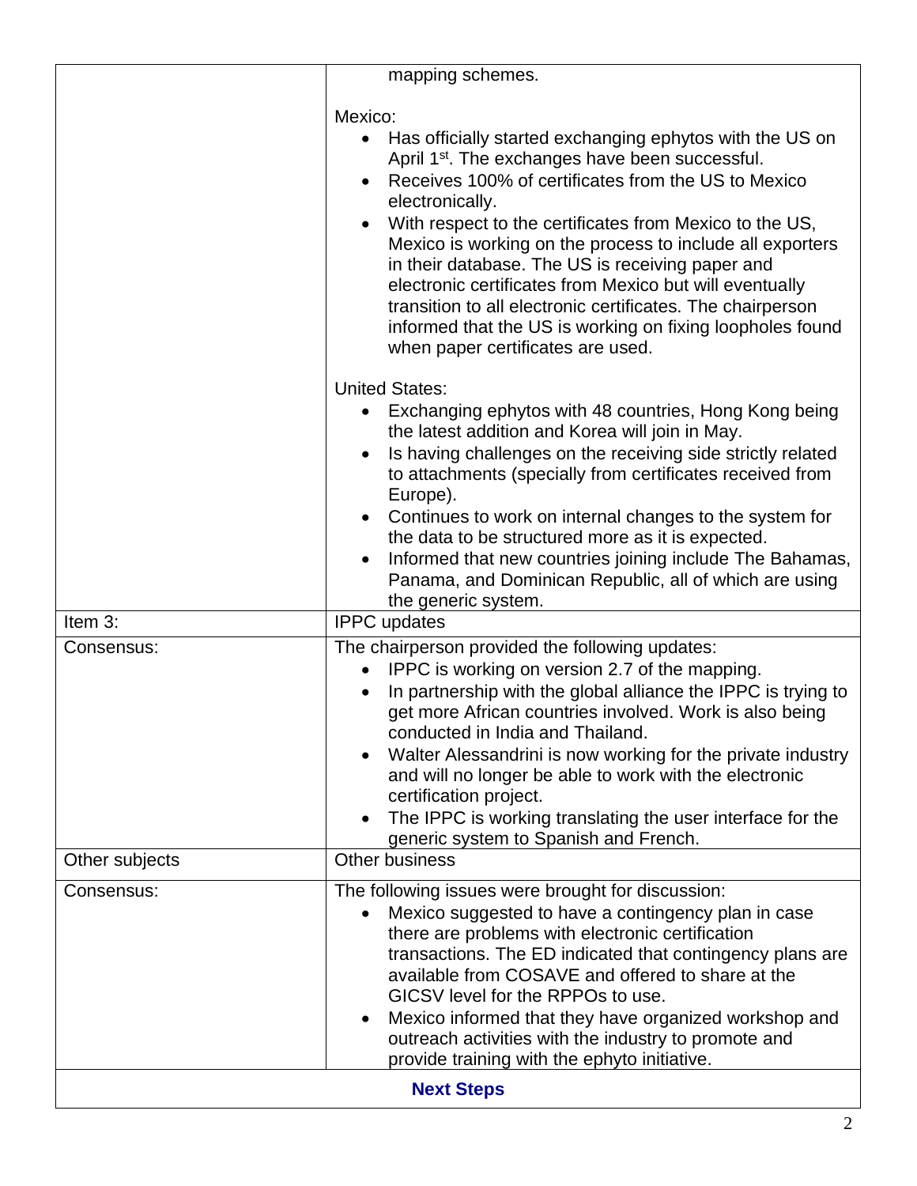| | |
|---|---|
| | mapping schemes.<br><br>Mexico:<br>• Has officially started exchanging ephytos with the US on April 1st. The exchanges have been successful.<br>• Receives 100% of certificates from the US to Mexico electronically.<br>• With respect to the certificates from Mexico to the US, Mexico is working on the process to include all exporters in their database. The US is receiving paper and electronic certificates from Mexico but will eventually transition to all electronic certificates. The chairperson informed that the US is working on fixing loopholes found when paper certificates are used.<br><br>United States:<br>• Exchanging ephytos with 48 countries, Hong Kong being the latest addition and Korea will join in May.<br>• Is having challenges on the receiving side strictly related to attachments (specially from certificates received from Europe).<br>• Continues to work on internal changes to the system for the data to be structured more as it is expected.<br>• Informed that new countries joining include The Bahamas, Panama, and Dominican Republic, all of which are using the generic system. |
| Item 3: | IPPC updates |
| Consensus: | The chairperson provided the following updates:<br>• IPPC is working on version 2.7 of the mapping.<br>• In partnership with the global alliance the IPPC is trying to get more African countries involved. Work is also being conducted in India and Thailand.<br>• Walter Alessandrini is now working for the private industry and will no longer be able to work with the electronic certification project.<br>• The IPPC is working translating the user interface for the generic system to Spanish and French. |
| Other subjects | Other business |
| Consensus: | The following issues were brought for discussion:<br>• Mexico suggested to have a contingency plan in case there are problems with electronic certification transactions. The ED indicated that contingency plans are available from COSAVE and offered to share at the GICSV level for the RPPOs to use.<br>• Mexico informed that they have organized workshop and outreach activities with the industry to promote and provide training with the ephyto initiative. |

**Next Steps**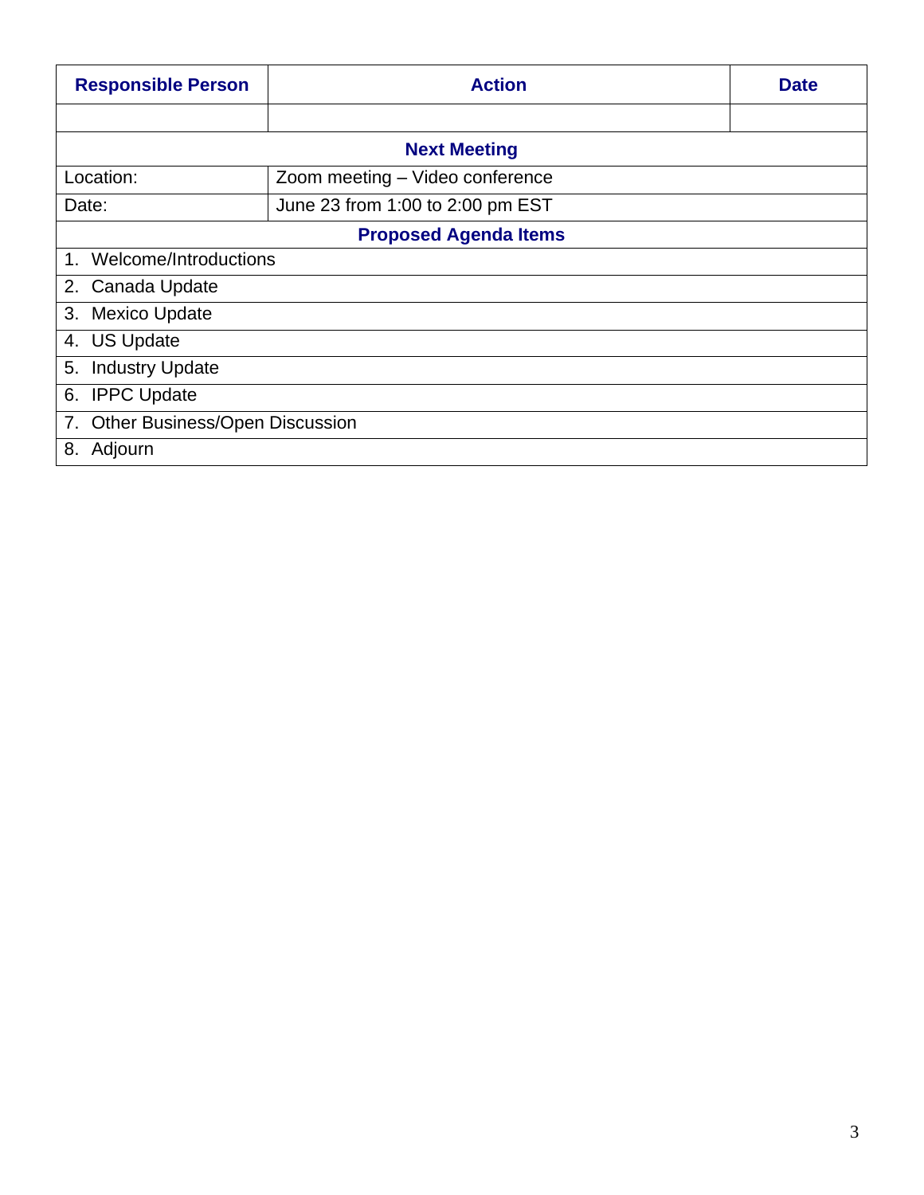| Responsible Person | Action | Date |
| --- | --- | --- |
| | | |

| Next Meeting | |
| --- | --- |
| Location: | Zoom meeting – Video conference |
| Date: | June 23 from 1:00 to 2:00 pm EST |

**Proposed Agenda Items**

1. Welcome/Introductions
2. Canada Update
3. Mexico Update
4. US Update
5. Industry Update
6. IPPC Update
7. Other Business/Open Discussion
8. Adjourn